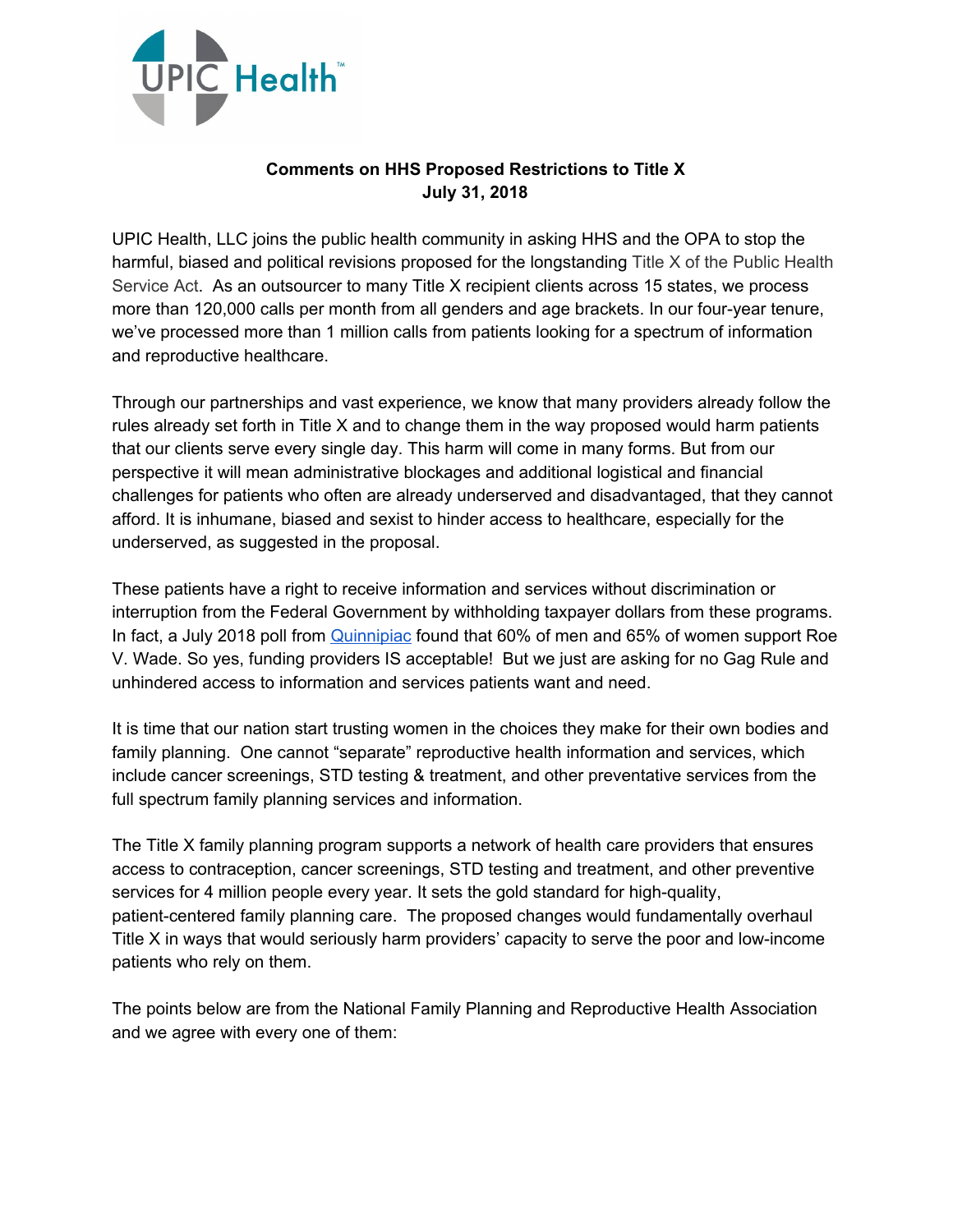**UPIC Health™**

**Comments on HHS Proposed Restrictions to Title X**
**July 31, 2018**

UPIC Health, LLC joins the public health community in asking HHS and the OPA to stop the harmful, biased and political revisions proposed for the longstanding Title X of the Public Health Service Act. As an outsourcer to many Title X recipient clients across 15 states, we process more than 120,000 calls per month from all genders and age brackets. In our four-year tenure, we've processed more than 1 million calls from patients looking for a spectrum of information and reproductive healthcare.

Through our partnerships and vast experience, we know that many providers already follow the rules already set forth in Title X and to change them in the way proposed would harm patients that our clients serve every single day. This harm will come in many forms. But from our perspective it will mean administrative blockages and additional logistical and financial challenges for patients who often are already underserved and disadvantaged, that they cannot afford. It is inhumane, biased and sexist to hinder access to healthcare, especially for the underserved, as suggested in the proposal.

These patients have a right to receive information and services without discrimination or interruption from the Federal Government by withholding taxpayer dollars from these programs. In fact, a July 2018 poll from Quinnipiac found that 60% of men and 65% of women support Roe V. Wade. So yes, funding providers IS acceptable! But we just are asking for no Gag Rule and unhindered access to information and services patients want and need.

It is time that our nation start trusting women in the choices they make for their own bodies and family planning. One cannot "separate" reproductive health information and services, which include cancer screenings, STD testing & treatment, and other preventative services from the full spectrum family planning services and information.

The Title X family planning program supports a network of health care providers that ensures access to contraception, cancer screenings, STD testing and treatment, and other preventive services for 4 million people every year. It sets the gold standard for high-quality, patient-centered family planning care. The proposed changes would fundamentally overhaul Title X in ways that would seriously harm providers' capacity to serve the poor and low-income patients who rely on them.

The points below are from the National Family Planning and Reproductive Health Association and we agree with every one of them: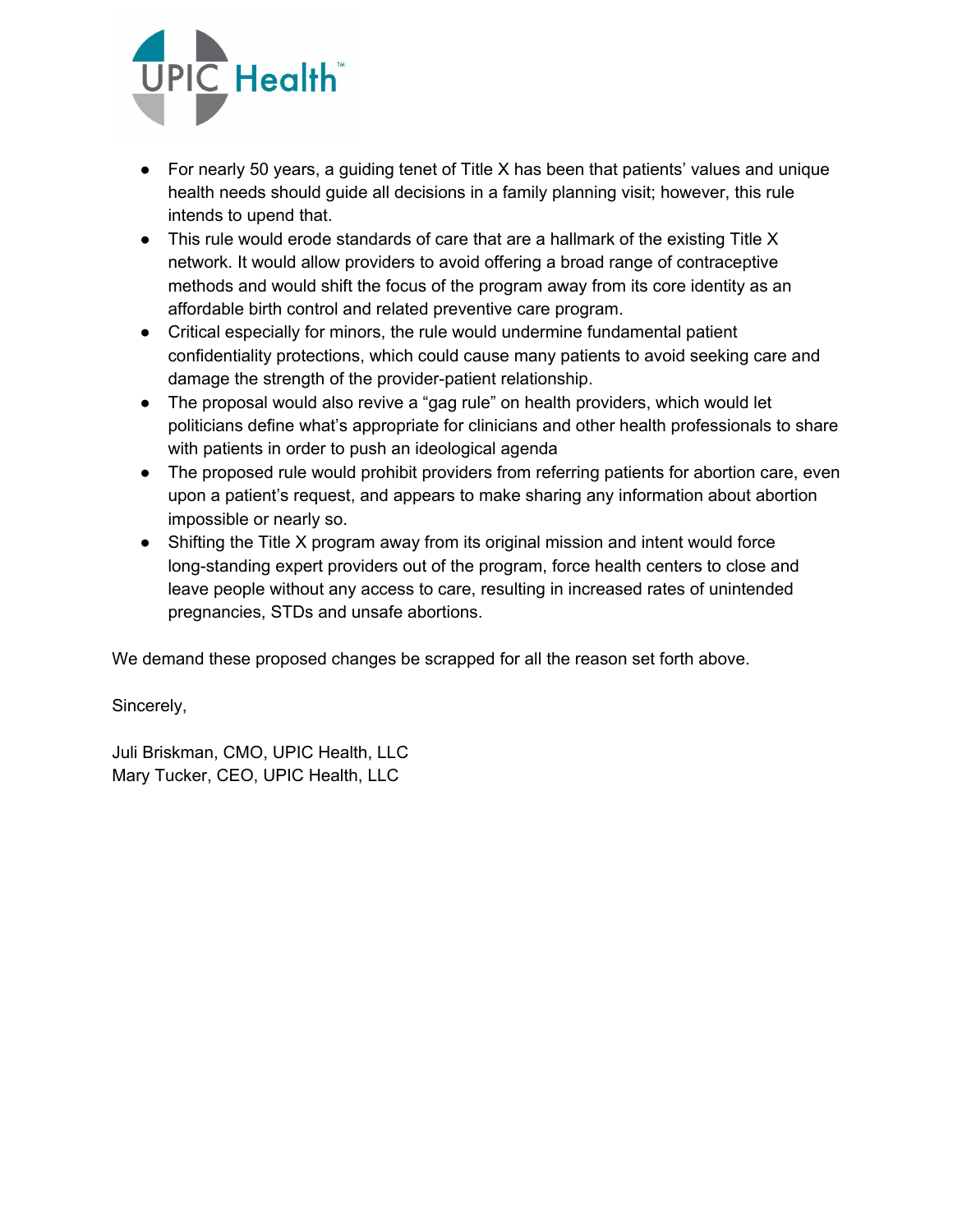- For nearly 50 years, a guiding tenet of Title X has been that patients' values and unique health needs should guide all decisions in a family planning visit; however, this rule intends to upend that.
- This rule would erode standards of care that are a hallmark of the existing Title X network. It would allow providers to avoid offering a broad range of contraceptive methods and would shift the focus of the program away from its core identity as an affordable birth control and related preventive care program.
- Critical especially for minors, the rule would undermine fundamental patient confidentiality protections, which could cause many patients to avoid seeking care and damage the strength of the provider-patient relationship.
- The proposal would also revive a "gag rule" on health providers, which would let politicians define what's appropriate for clinicians and other health professionals to share with patients in order to push an ideological agenda
- The proposed rule would prohibit providers from referring patients for abortion care, even upon a patient's request, and appears to make sharing any information about abortion impossible or nearly so.
- Shifting the Title X program away from its original mission and intent would force long-standing expert providers out of the program, force health centers to close and leave people without any access to care, resulting in increased rates of unintended pregnancies, STDs and unsafe abortions.

We demand these proposed changes be scrapped for all the reason set forth above.

Sincerely,

Juli Briskman, CMO, UPIC Health, LLC
Mary Tucker, CEO, UPIC Health, LLC